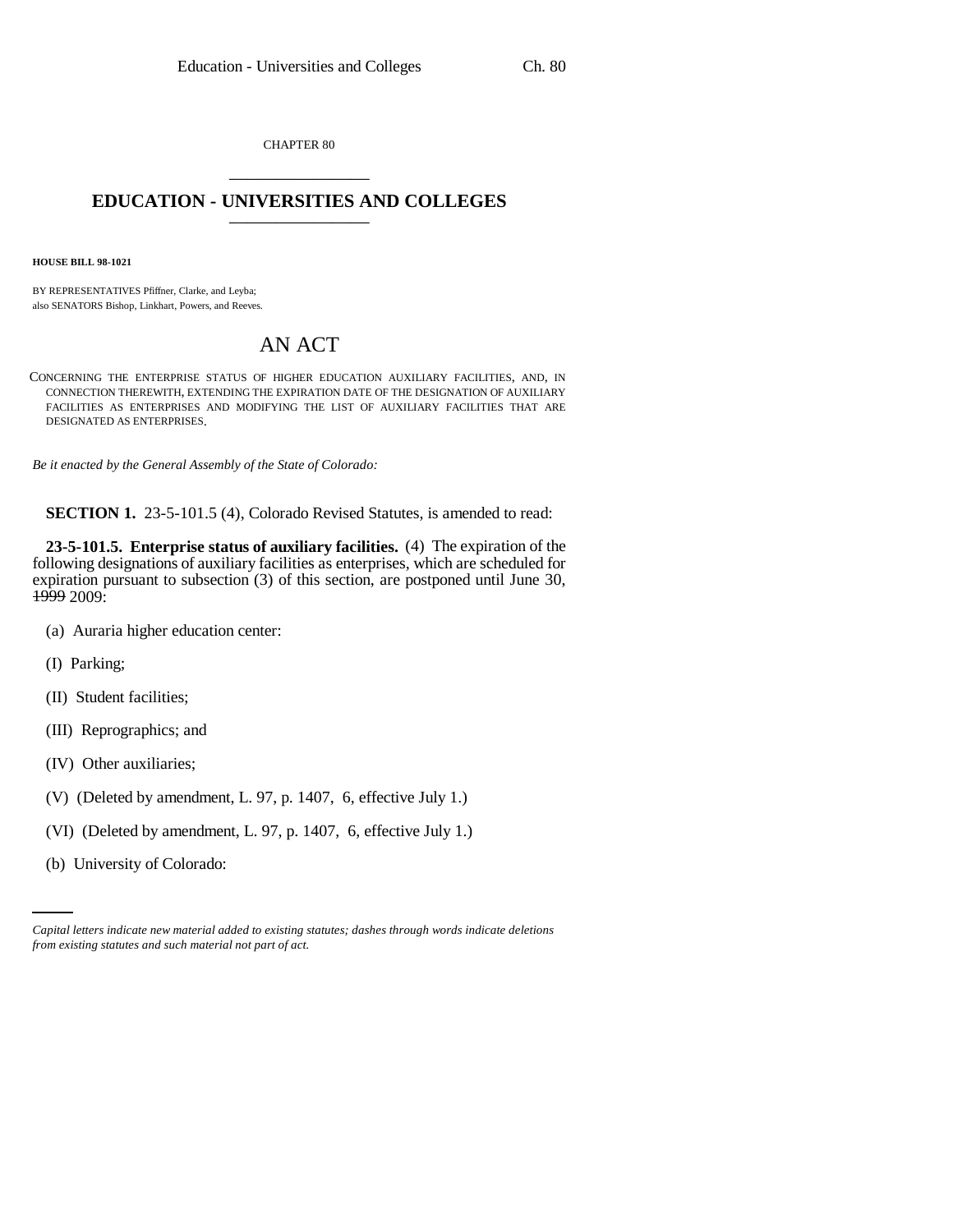CHAPTER 80

# EDUCATION - UNIVERSITIES AND COLLEGES

**HOUSE BILL 98-1021**

BY REPRESENTATIVES Pfiffner, Clarke, and Leyba;
also SENATORS Bishop, Linkhart, Powers, and Reeves.

## AN ACT

CONCERNING THE ENTERPRISE STATUS OF HIGHER EDUCATION AUXILIARY FACILITIES, AND, IN CONNECTION THEREWITH, EXTENDING THE EXPIRATION DATE OF THE DESIGNATION OF AUXILIARY FACILITIES AS ENTERPRISES AND MODIFYING THE LIST OF AUXILIARY FACILITIES THAT ARE DESIGNATED AS ENTERPRISES.

*Be it enacted by the General Assembly of the State of Colorado:*

**SECTION 1.** 23-5-101.5 (4), Colorado Revised Statutes, is amended to read:

**23-5-101.5. Enterprise status of auxiliary facilities.** (4) The expiration of the following designations of auxiliary facilities as enterprises, which are scheduled for expiration pursuant to subsection (3) of this section, are postponed until June 30, ~~1999~~ 2009:

(a) Auraria higher education center:

(I) Parking;

(II) Student facilities;

(III) Reprographics; and

(IV) Other auxiliaries;

(V) (Deleted by amendment, L. 97, p. 1407, 6, effective July 1.)

(VI) (Deleted by amendment, L. 97, p. 1407, 6, effective July 1.)

(b) University of Colorado:

*Capital letters indicate new material added to existing statutes; dashes through words indicate deletions from existing statutes and such material not part of act.*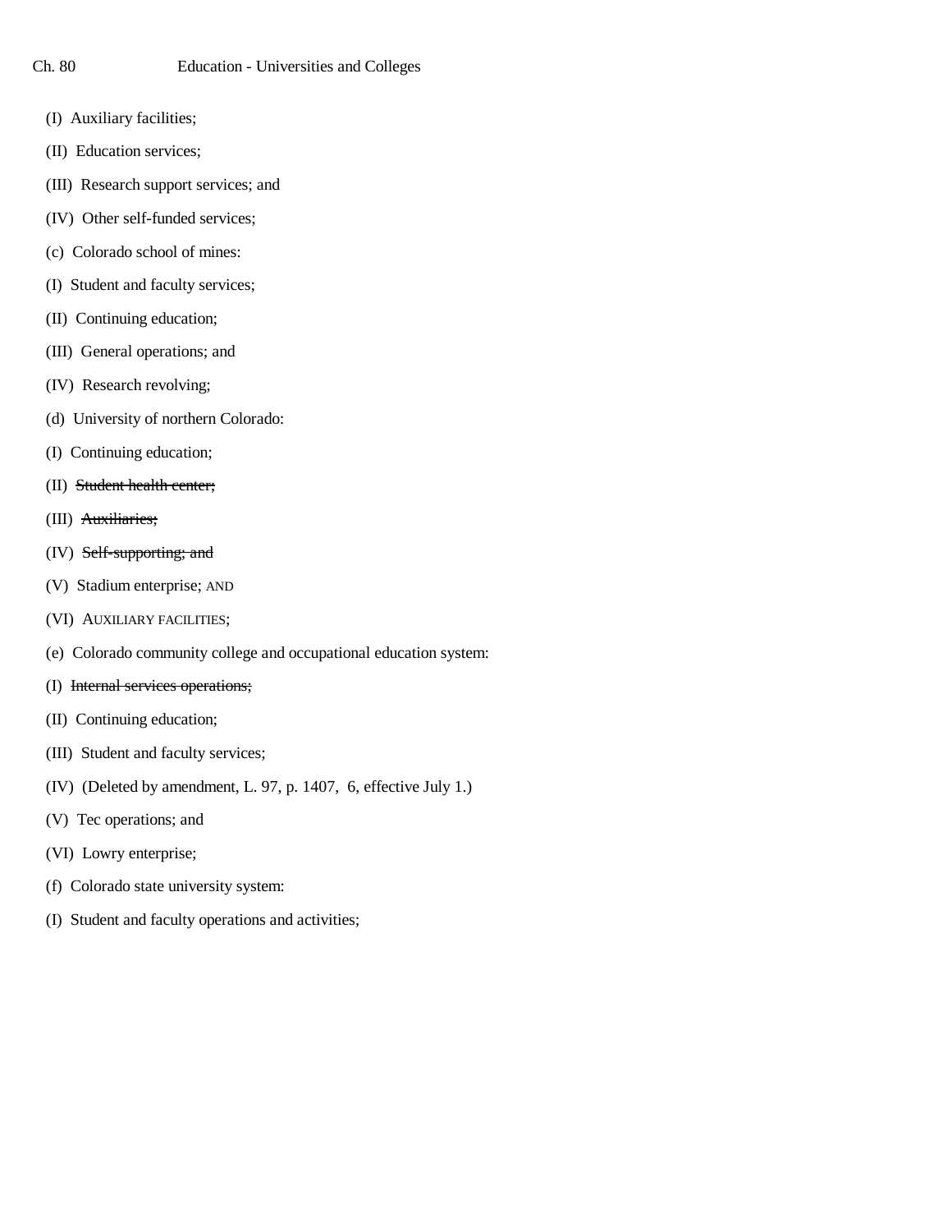(I) Auxiliary facilities;

(II) Education services;

(III) Research support services; and

(IV) Other self-funded services;

(c) Colorado school of mines:

(I) Student and faculty services;

(II) Continuing education;

(III) General operations; and

(IV) Research revolving;

(d) University of northern Colorado:

(I) Continuing education;

(II) ~~Student health center;~~

(III) ~~Auxiliaries;~~

(IV) ~~Self-supporting; and~~

(V) Stadium enterprise; AND

(VI) AUXILIARY FACILITIES;

(e) Colorado community college and occupational education system:

(I) ~~Internal services operations;~~

(II) Continuing education;

(III) Student and faculty services;

(IV) (Deleted by amendment, L. 97, p. 1407, 6, effective July 1.)

(V) Tec operations; and

(VI) Lowry enterprise;

(f) Colorado state university system:

(I) Student and faculty operations and activities;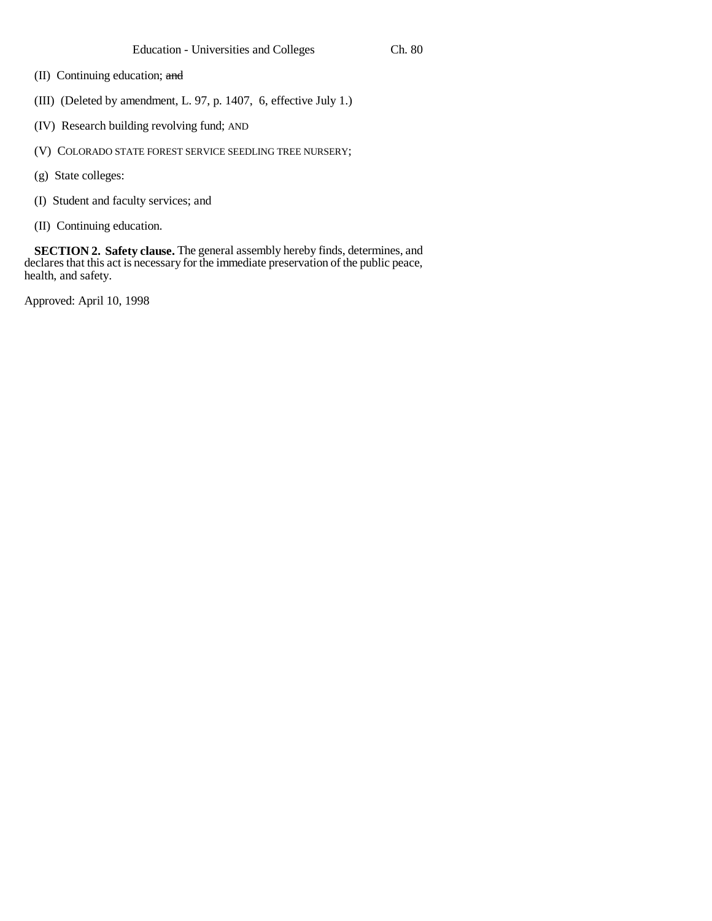(II) Continuing education; ~~and~~

(III) (Deleted by amendment, L. 97, p. 1407, 6, effective July 1.)

(IV) Research building revolving fund; AND

(V) COLORADO STATE FOREST SERVICE SEEDLING TREE NURSERY;

(g) State colleges:

(I) Student and faculty services; and

(II) Continuing education.

**SECTION 2. Safety clause.** The general assembly hereby finds, determines, and declares that this act is necessary for the immediate preservation of the public peace, health, and safety.

Approved: April 10, 1998